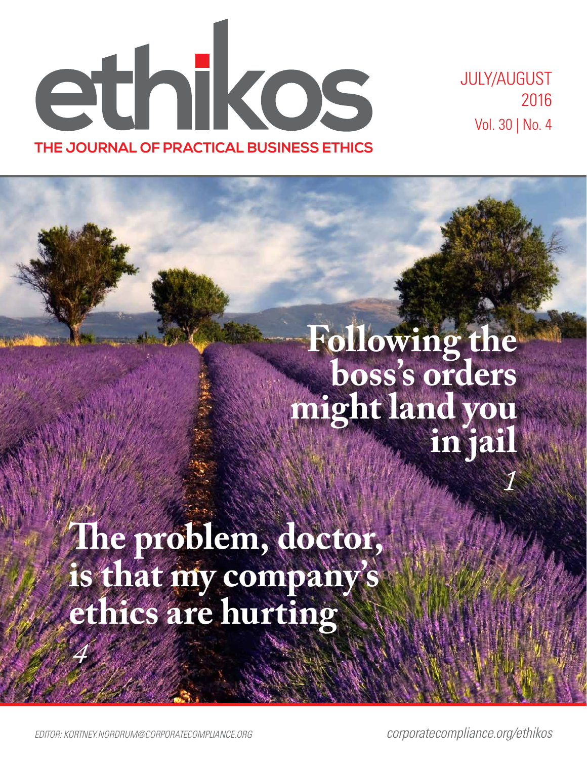# ethikos

**THE JOURNAL OF PRACTICAL BUSINESS ETHICS**

JULY/AUGUST 2016
Vol. 30 | No. 4

## Following the boss's orders might land you in jail

*1*

## The problem, doctor, is that my company's ethics are hurting

*4*

*EDITOR: KORTNEY.NORDRUM@CORPORATECOMPLIANCE.ORG*

*corporatecompliance.org/ethikos*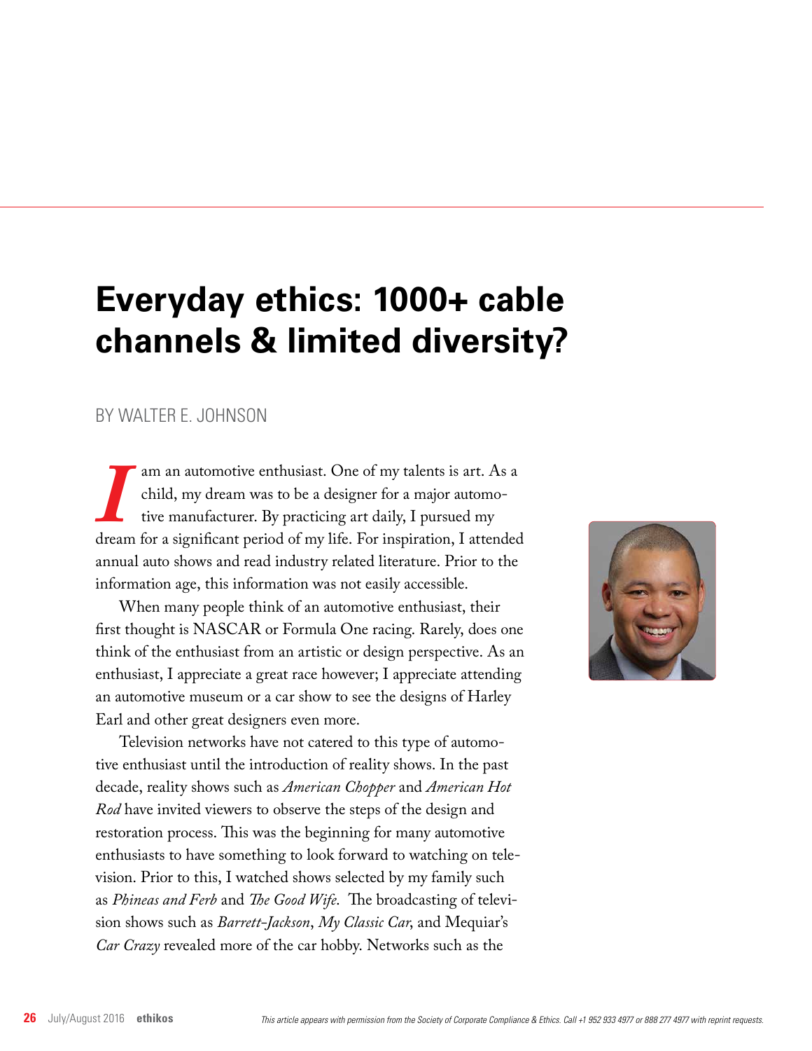# Everyday ethics: 1000+ cable channels & limited diversity?

BY WALTER E. JOHNSON

I am an automotive enthusiast. One of my talents is art. As a child, my dream was to be a designer for a major automotive manufacturer. By practicing art daily, I pursued my dream for a significant period of my life. For inspiration, I attended annual auto shows and read industry related literature. Prior to the information age, this information was not easily accessible.

When many people think of an automotive enthusiast, their first thought is NASCAR or Formula One racing. Rarely, does one think of the enthusiast from an artistic or design perspective. As an enthusiast, I appreciate a great race however; I appreciate attending an automotive museum or a car show to see the designs of Harley Earl and other great designers even more.

Television networks have not catered to this type of automotive enthusiast until the introduction of reality shows. In the past decade, reality shows such as *American Chopper* and *American Hot Rod* have invited viewers to observe the steps of the design and restoration process. This was the beginning for many automotive enthusiasts to have something to look forward to watching on television. Prior to this, I watched shows selected by my family such as *Phineas and Ferb* and *The Good Wife*. The broadcasting of television shows such as *Barrett-Jackson*, *My Classic Car*, and Mequiar's *Car Crazy* revealed more of the car hobby. Networks such as the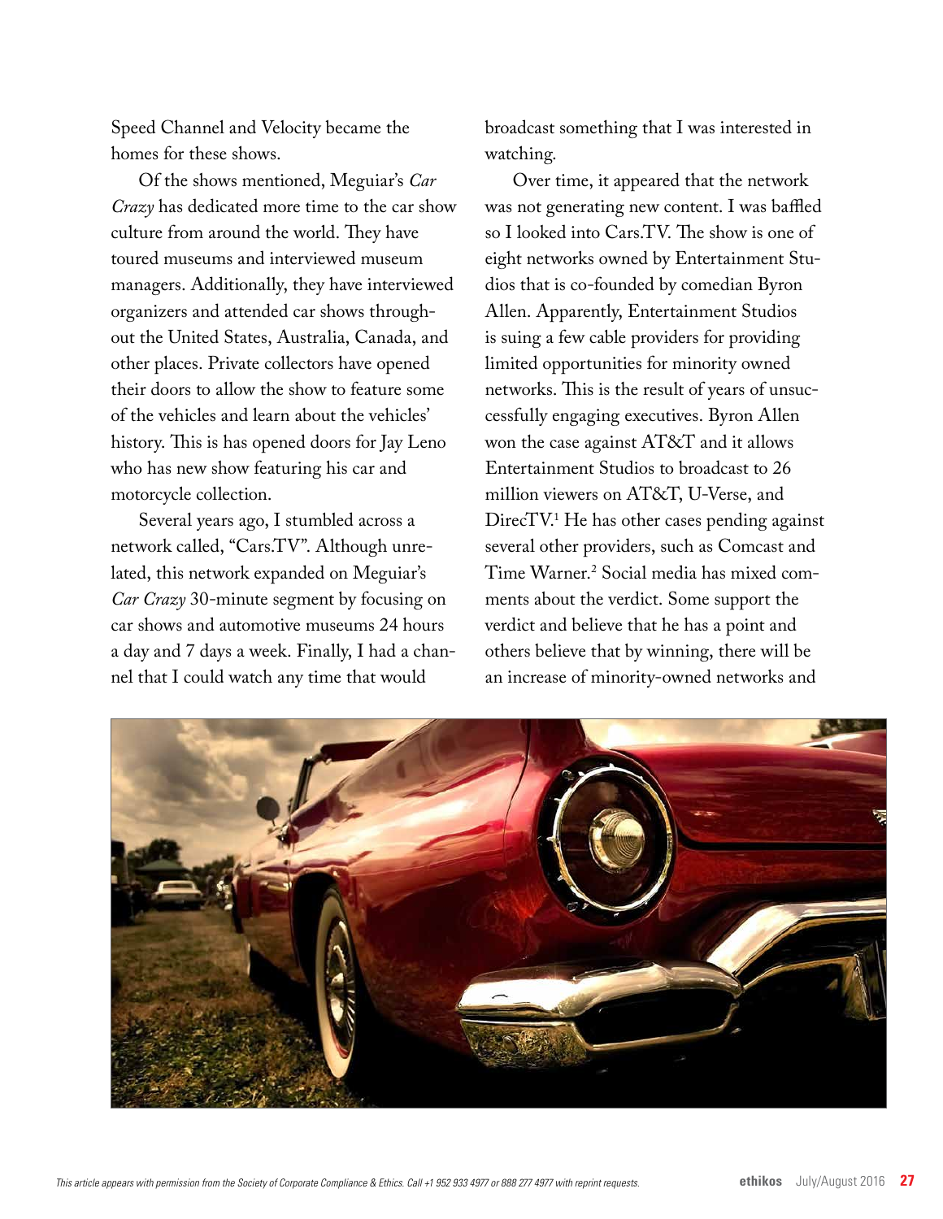Speed Channel and Velocity became the homes for these shows.

Of the shows mentioned, Meguiar's *Car Crazy* has dedicated more time to the car show culture from around the world. They have toured museums and interviewed museum managers. Additionally, they have interviewed organizers and attended car shows throughout the United States, Australia, Canada, and other places. Private collectors have opened their doors to allow the show to feature some of the vehicles and learn about the vehicles' history. This is has opened doors for Jay Leno who has new show featuring his car and motorcycle collection.

Several years ago, I stumbled across a network called, "Cars.TV". Although unrelated, this network expanded on Meguiar's *Car Crazy* 30-minute segment by focusing on car shows and automotive museums 24 hours a day and 7 days a week. Finally, I had a channel that I could watch any time that would broadcast something that I was interested in watching.

Over time, it appeared that the network was not generating new content. I was baffled so I looked into Cars.TV. The show is one of eight networks owned by Entertainment Studios that is co-founded by comedian Byron Allen. Apparently, Entertainment Studios is suing a few cable providers for providing limited opportunities for minority owned networks. This is the result of years of unsuccessfully engaging executives. Byron Allen won the case against AT&T and it allows Entertainment Studios to broadcast to 26 million viewers on AT&T, U-Verse, and DirecTV.[1] He has other cases pending against several other providers, such as Comcast and Time Warner.[2] Social media has mixed comments about the verdict. Some support the verdict and believe that he has a point and others believe that by winning, there will be an increase of minority-owned networks and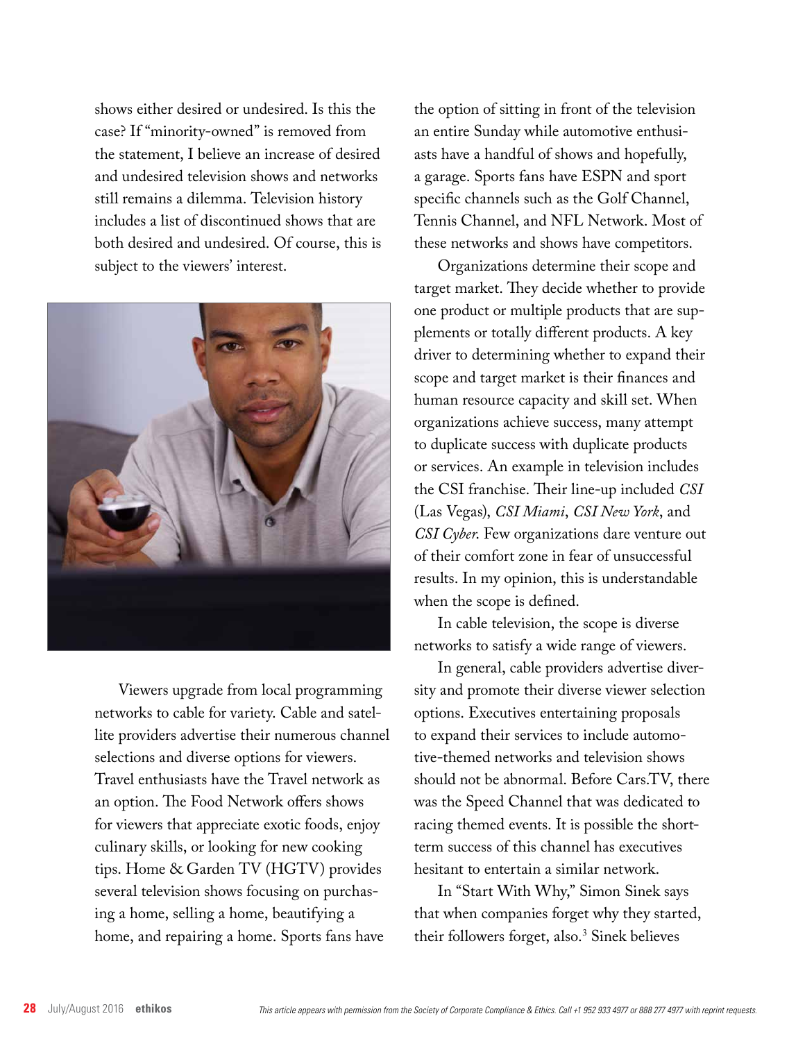shows either desired or undesired. Is this the case? If "minority-owned" is removed from the statement, I believe an increase of desired and undesired television shows and networks still remains a dilemma. Television history includes a list of discontinued shows that are both desired and undesired. Of course, this is subject to the viewers' interest.

Viewers upgrade from local programming networks to cable for variety. Cable and satellite providers advertise their numerous channel selections and diverse options for viewers. Travel enthusiasts have the Travel network as an option. The Food Network offers shows for viewers that appreciate exotic foods, enjoy culinary skills, or looking for new cooking tips. Home & Garden TV (HGTV) provides several television shows focusing on purchasing a home, selling a home, beautifying a home, and repairing a home. Sports fans have the option of sitting in front of the television an entire Sunday while automotive enthusiasts have a handful of shows and hopefully, a garage. Sports fans have ESPN and sport specific channels such as the Golf Channel, Tennis Channel, and NFL Network. Most of these networks and shows have competitors.

Organizations determine their scope and target market. They decide whether to provide one product or multiple products that are supplements or totally different products. A key driver to determining whether to expand their scope and target market is their finances and human resource capacity and skill set. When organizations achieve success, many attempt to duplicate success with duplicate products or services. An example in television includes the CSI franchise. Their line-up included *CSI* (Las Vegas), *CSI Miami*, *CSI New York*, and *CSI Cyber*. Few organizations dare venture out of their comfort zone in fear of unsuccessful results. In my opinion, this is understandable when the scope is defined.

In cable television, the scope is diverse networks to satisfy a wide range of viewers.

In general, cable providers advertise diversity and promote their diverse viewer selection options. Executives entertaining proposals to expand their services to include automotive-themed networks and television shows should not be abnormal. Before Cars.TV, there was the Speed Channel that was dedicated to racing themed events. It is possible the short-term success of this channel has executives hesitant to entertain a similar network.

In "Start With Why," Simon Sinek says that when companies forget why they started, their followers forget, also.[3] Sinek believes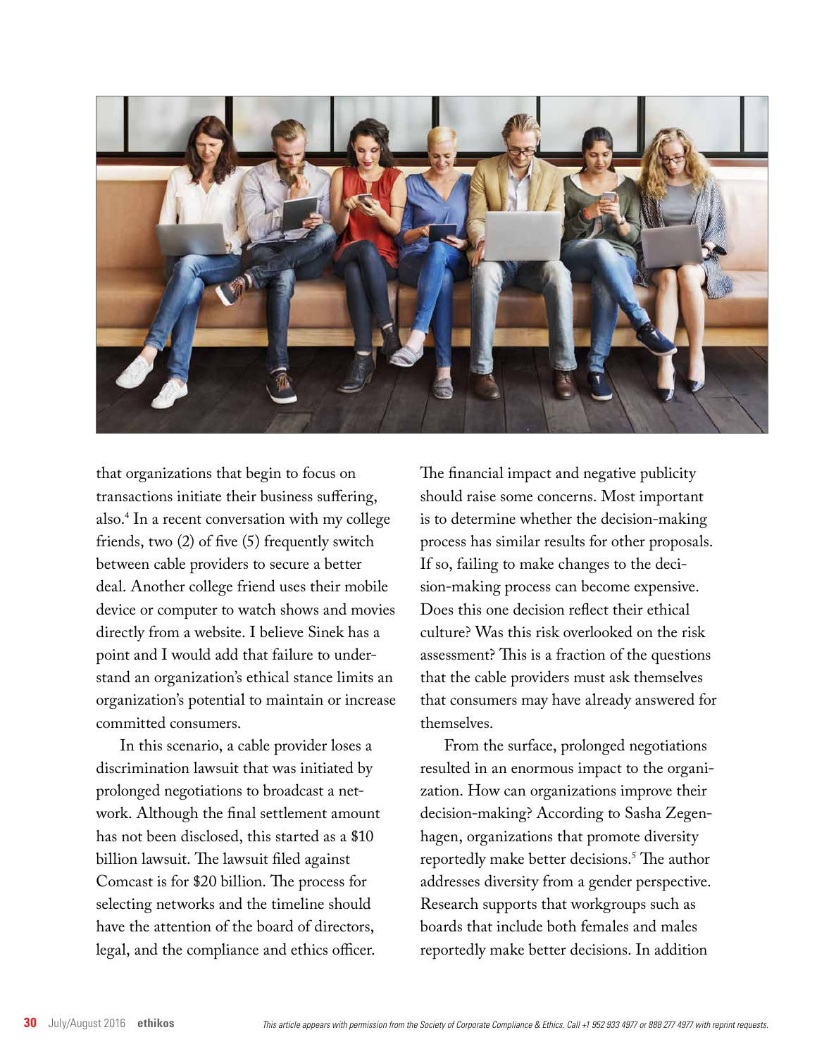that organizations that begin to focus on transactions initiate their business suffering, also.[4] In a recent conversation with my college friends, two (2) of five (5) frequently switch between cable providers to secure a better deal. Another college friend uses their mobile device or computer to watch shows and movies directly from a website. I believe Sinek has a point and I would add that failure to understand an organization's ethical stance limits an organization's potential to maintain or increase committed consumers.

In this scenario, a cable provider loses a discrimination lawsuit that was initiated by prolonged negotiations to broadcast a network. Although the final settlement amount has not been disclosed, this started as a $10 billion lawsuit. The lawsuit filed against Comcast is for $20 billion. The process for selecting networks and the timeline should have the attention of the board of directors, legal, and the compliance and ethics officer.

The financial impact and negative publicity should raise some concerns. Most important is to determine whether the decision-making process has similar results for other proposals. If so, failing to make changes to the decision-making process can become expensive. Does this one decision reflect their ethical culture? Was this risk overlooked on the risk assessment? This is a fraction of the questions that the cable providers must ask themselves that consumers may have already answered for themselves.

From the surface, prolonged negotiations resulted in an enormous impact to the organization. How can organizations improve their decision-making? According to Sasha Zegenhagen, organizations that promote diversity reportedly make better decisions.[5] The author addresses diversity from a gender perspective. Research supports that workgroups such as boards that include both females and males reportedly make better decisions. In addition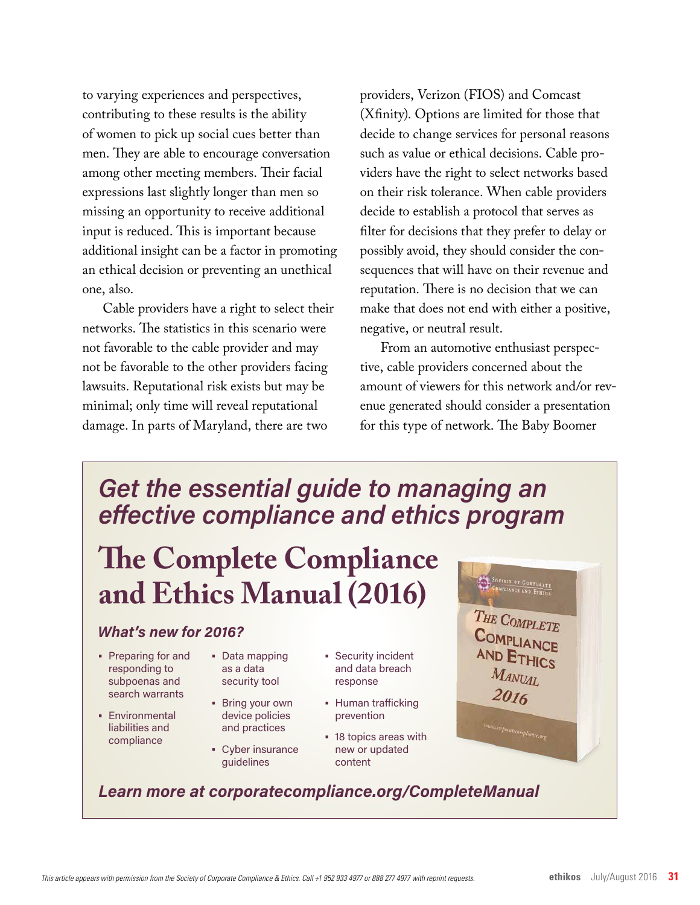to varying experiences and perspectives, contributing to these results is the ability of women to pick up social cues better than men. They are able to encourage conversation among other meeting members. Their facial expressions last slightly longer than men so missing an opportunity to receive additional input is reduced. This is important because additional insight can be a factor in promoting an ethical decision or preventing an unethical one, also.

Cable providers have a right to select their networks. The statistics in this scenario were not favorable to the cable provider and may not be favorable to the other providers facing lawsuits. Reputational risk exists but may be minimal; only time will reveal reputational damage. In parts of Maryland, there are two providers, Verizon (FIOS) and Comcast (Xfinity). Options are limited for those that decide to change services for personal reasons such as value or ethical decisions. Cable providers have the right to select networks based on their risk tolerance. When cable providers decide to establish a protocol that serves as filter for decisions that they prefer to delay or possibly avoid, they should consider the consequences that will have on their revenue and reputation. There is no decision that we can make that does not end with either a positive, negative, or neutral result.

From an automotive enthusiast perspective, cable providers concerned about the amount of viewers for this network and/or revenue generated should consider a presentation for this type of network. The Baby Boomer

---

*Get the essential guide to managing an effective compliance and ethics program*

## The Complete Compliance and Ethics Manual (2016)

***What's new for 2016?***

- Preparing for and responding to subpoenas and search warrants
- Environmental liabilities and compliance
- Data mapping as a data security tool
- Bring your own device policies and practices
- Cyber insurance guidelines
- Security incident and data breach response
- Human trafficking prevention
- 18 topics areas with new or updated content

***Learn more at corporatecompliance.org/CompleteManual***

---

*This article appears with permission from the Society of Corporate Compliance & Ethics. Call +1 952 933 4977 or 888 277 4977 with reprint requests.*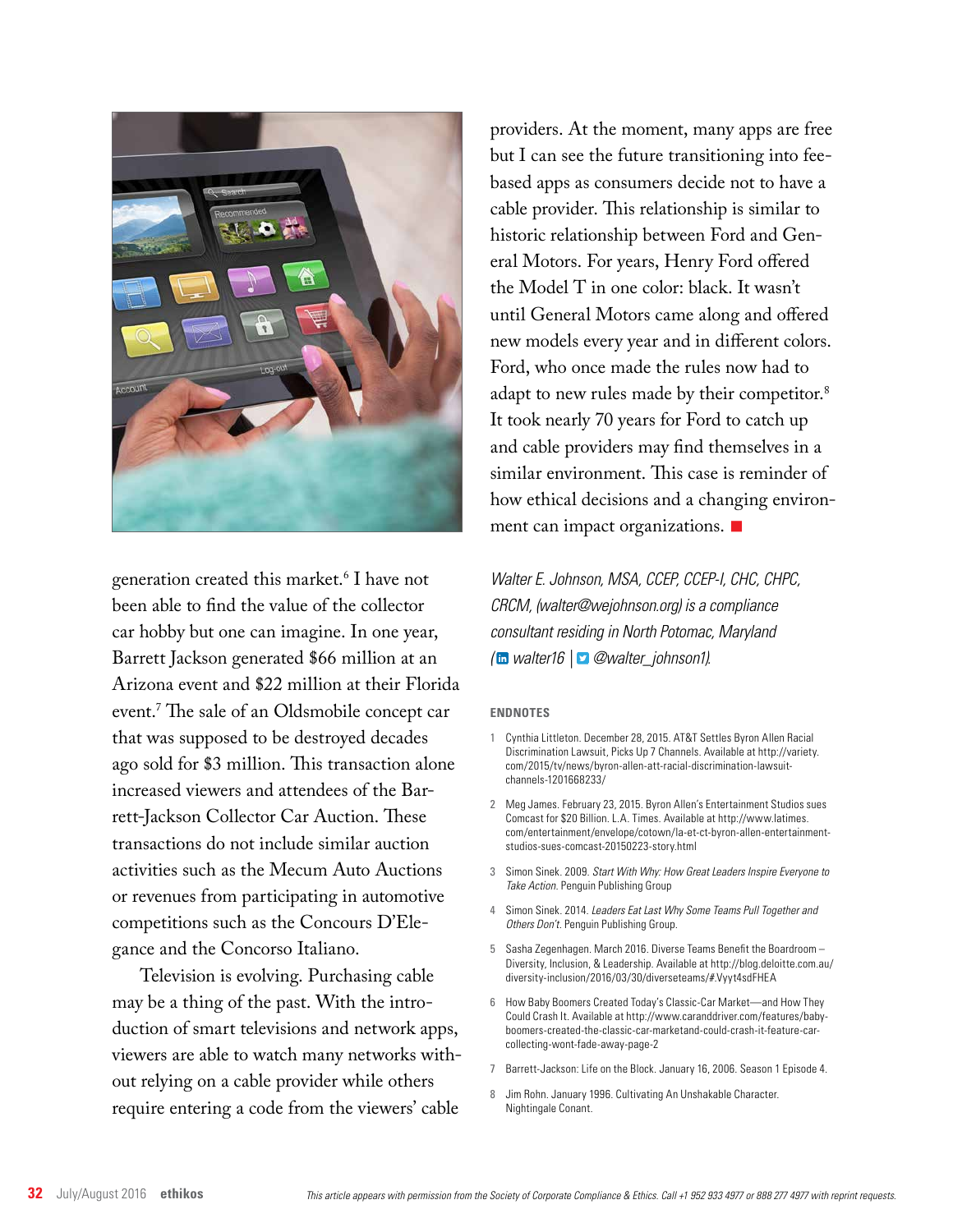generation created this market.[6] I have not been able to find the value of the collector car hobby but one can imagine. In one year, Barrett Jackson generated $66 million at an Arizona event and $22 million at their Florida event.[7] The sale of an Oldsmobile concept car that was supposed to be destroyed decades ago sold for $3 million. This transaction alone increased viewers and attendees of the Barrett-Jackson Collector Car Auction. These transactions do not include similar auction activities such as the Mecum Auto Auctions or revenues from participating in automotive competitions such as the Concours D'Elegance and the Concorso Italiano.

Television is evolving. Purchasing cable may be a thing of the past. With the introduction of smart televisions and network apps, viewers are able to watch many networks without relying on a cable provider while others require entering a code from the viewers' cable providers. At the moment, many apps are free but I can see the future transitioning into fee-based apps as consumers decide not to have a cable provider. This relationship is similar to historic relationship between Ford and General Motors. For years, Henry Ford offered the Model T in one color: black. It wasn't until General Motors came along and offered new models every year and in different colors. Ford, who once made the rules now had to adapt to new rules made by their competitor.[8] It took nearly 70 years for Ford to catch up and cable providers may find themselves in a similar environment. This case is reminder of how ethical decisions and a changing environment can impact organizations. ■

*Walter E. Johnson, MSA, CCEP, CCEP-I, CHC, CHPC, CRCM, (walter@wejohnson.org) is a compliance consultant residing in North Potomac, Maryland (in walter16 | @walter_johnson1).*

### ENDNOTES

1. Cynthia Littleton. December 28, 2015. AT&T Settles Byron Allen Racial Discrimination Lawsuit, Picks Up 7 Channels. Available at http://variety.com/2015/tv/news/byron-allen-att-racial-discrimination-lawsuit-channels-1201668233/
2. Meg James. February 23, 2015. Byron Allen's Entertainment Studios sues Comcast for $20 Billion. L.A. Times. Available at http://www.latimes.com/entertainment/envelope/cotown/la-et-ct-byron-allen-entertainment-studios-sues-comcast-20150223-story.html
3. Simon Sinek. 2009. *Start With Why: How Great Leaders Inspire Everyone to Take Action.* Penguin Publishing Group
4. Simon Sinek. 2014. *Leaders Eat Last Why Some Teams Pull Together and Others Don't.* Penguin Publishing Group.
5. Sasha Zegenhagen. March 2016. Diverse Teams Benefit the Boardroom – Diversity, Inclusion, & Leadership. Available at http://blog.deloitte.com.au/diversity-inclusion/2016/03/30/diverseteams/#.Vyyt4sdFHEA
6. How Baby Boomers Created Today's Classic-Car Market—and How They Could Crash It. Available at http://www.caranddriver.com/features/baby-boomers-created-the-classic-car-marketand-could-crash-it-feature-car-collecting-wont-fade-away-page-2
7. Barrett-Jackson: Life on the Block. January 16, 2006. Season 1 Episode 4.
8. Jim Rohn. January 1996. Cultivating An Unshakable Character. Nightingale Conant.

*This article appears with permission from the Society of Corporate Compliance & Ethics. Call +1 952 933 4977 or 888 277 4977 with reprint requests.*